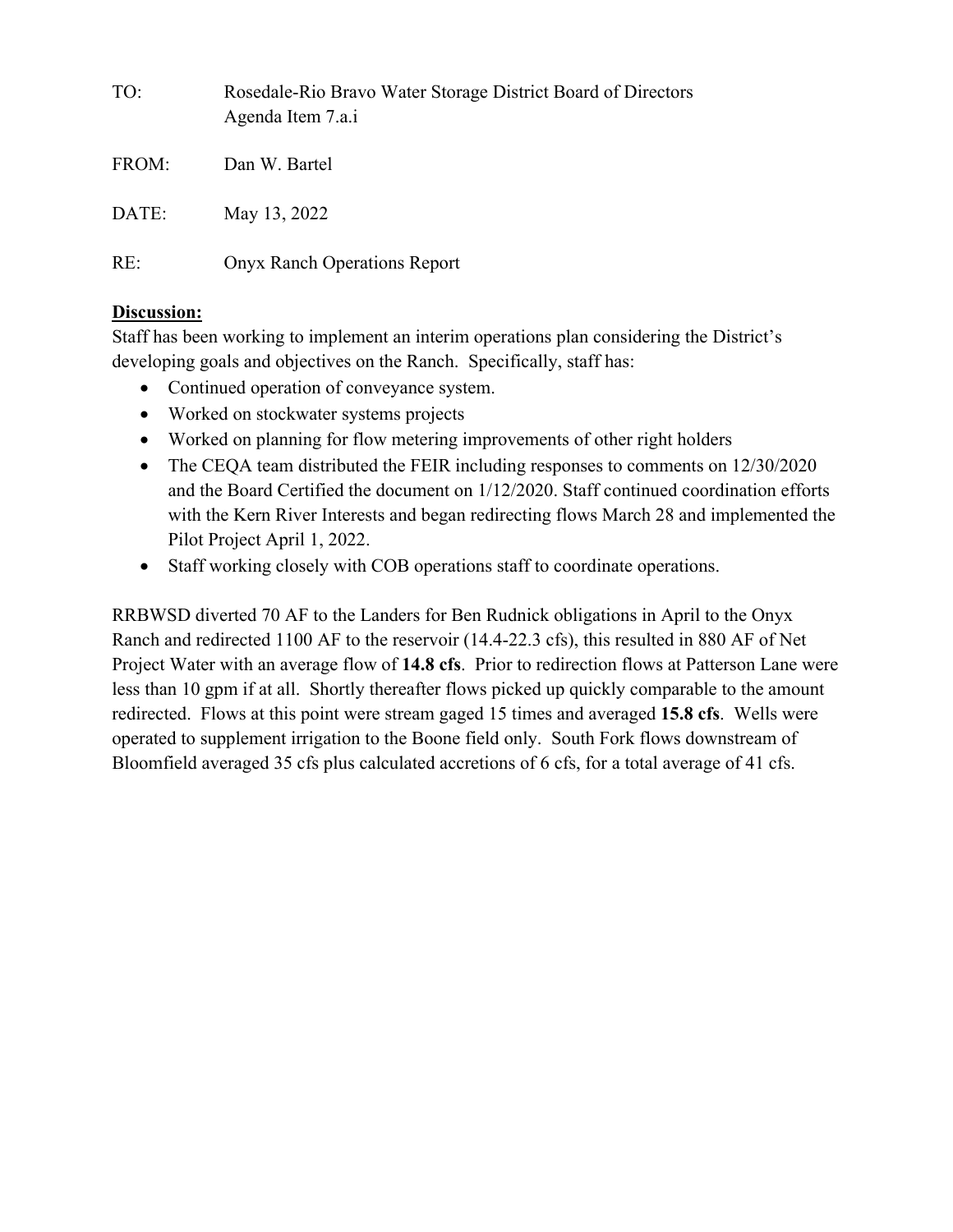TO: Rosedale-Rio Bravo Water Storage District Board of Directors
Agenda Item 7.a.i

FROM: Dan W. Bartel

DATE: May 13, 2022

RE: Onyx Ranch Operations Report

**Discussion:**

Staff has been working to implement an interim operations plan considering the District's developing goals and objectives on the Ranch. Specifically, staff has:

- Continued operation of conveyance system.
- Worked on stockwater systems projects
- Worked on planning for flow metering improvements of other right holders
- The CEQA team distributed the FEIR including responses to comments on 12/30/2020 and the Board Certified the document on 1/12/2020. Staff continued coordination efforts with the Kern River Interests and began redirecting flows March 28 and implemented the Pilot Project April 1, 2022.
- Staff working closely with COB operations staff to coordinate operations.

RRBWSD diverted 70 AF to the Landers for Ben Rudnick obligations in April to the Onyx Ranch and redirected 1100 AF to the reservoir (14.4-22.3 cfs), this resulted in 880 AF of Net Project Water with an average flow of **14.8 cfs**. Prior to redirection flows at Patterson Lane were less than 10 gpm if at all. Shortly thereafter flows picked up quickly comparable to the amount redirected. Flows at this point were stream gaged 15 times and averaged **15.8 cfs**. Wells were operated to supplement irrigation to the Boone field only. South Fork flows downstream of Bloomfield averaged 35 cfs plus calculated accretions of 6 cfs, for a total average of 41 cfs.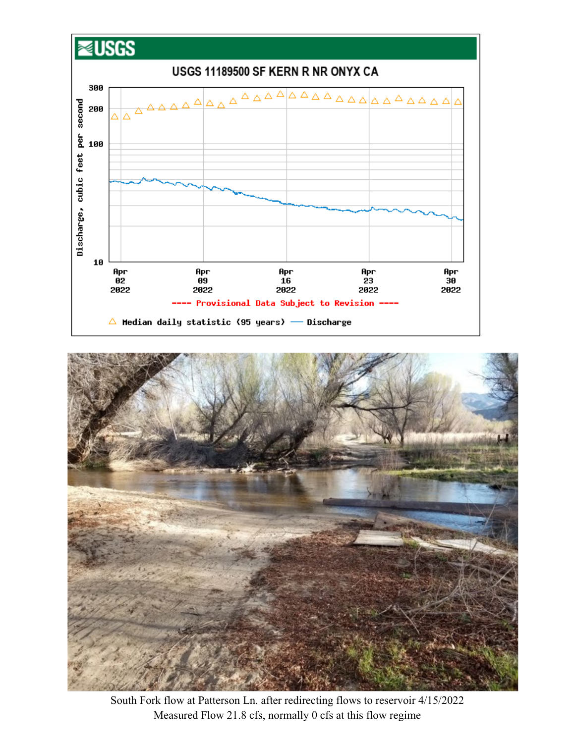USGS

USGS 11189500 SF KERN R NR ONYX CA

Discharge, cubic feet per second

300
200
100
10

Apr 02 2022 | Apr 09 2022 | Apr 16 2022 | Apr 23 2022 | Apr 30 2022

---- Provisional Data Subject to Revision ----

△ Median daily statistic (95 years) — Discharge

South Fork flow at Patterson Ln. after redirecting flows to reservoir 4/15/2022
Measured Flow 21.8 cfs, normally 0 cfs at this flow regime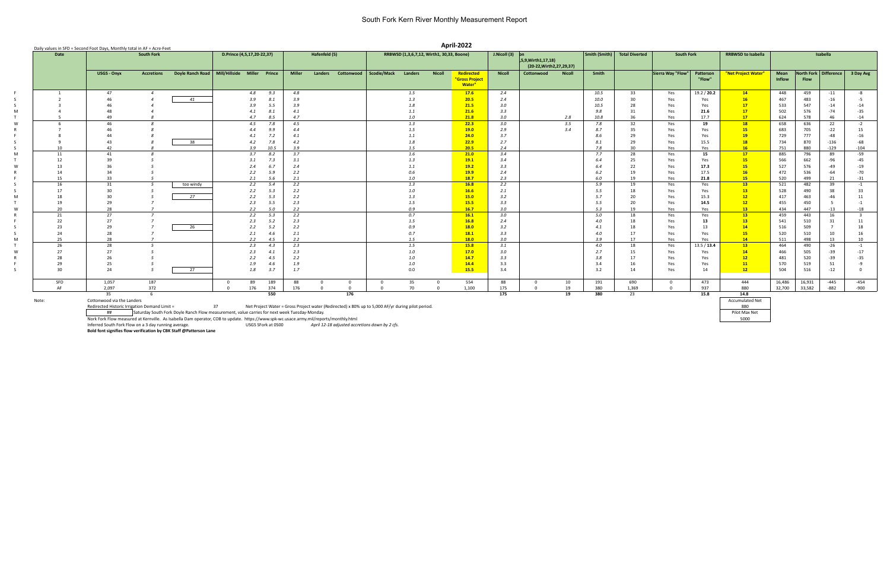# South Fork Kern River Monthly Measurement Report

## April-2022

Daily values in SFD = Second Foot Days, Monthly total in AF = Acre-Feet

| | Date | South Fork | | | D.Prince (4,5,17,20-22,37) | | | Hafenfeld (5) | | | RRBWSD (1,3,6,7,12, Wirth1, 30,33, Boone) | | | | J.Nicoll (3) | 5,9,Wirth1,17,18) (20-22,Wirth2,27,29,37) | | Smith (Smith) | Total Diverted | South Fork | | RRBWSD to Isabella | Isabella | | | |
|---|---|---|---|---|---|---|---|---|---|---|---|---|---|---|---|---|---|---|---|---|---|---|---|---|---|---|
| | | USGS - Onyx | Accretions | Doyle Ranch Road | Mill/Hillside | Miller | Prince | Miller | Landers | Cottonwood | Scodie/Mack | Landers | Nicoll | Redirected "Gross Project Water" | Nicoll | Cottonwood | Nicoll | Smith | | Sierra Way "Flow" | Patterson "Flow" | "Net Project Water" | Mean Inflow | North Fork Flow | Difference | 3 Day Avg |
| F | 1 | 47 | 4 | | | 4.8 | 9.3 | 4.8 | | | | 1.5 | | 17.6 | 2.4 | | | 10.5 | 33 | Yes | 19.2 / **20.2** | 14 | 448 | 459 | -11 | -8 |
| S | 2 | 46 | 4 | 41 | | 3.9 | 8.1 | 3.9 | | | | 1.3 | | 20.5 | 2.4 | | | 10.0 | 30 | Yes | Yes | 16 | 467 | 483 | -16 | -5 |
| S | 3 | 46 | 4 | | | 3.9 | 5.5 | 3.9 | | | | 1.8 | | 21.5 | 3.0 | | | 10.5 | 28 | Yes | Yes | 17 | 533 | 547 | -14 | -14 |
| M | 4 | 48 | 4 | | | 4.1 | 8.1 | 4.1 | | | | 1.1 | | 21.6 | 3.3 | | | 9.8 | 31 | Yes | **21.6** | 17 | 502 | 576 | -74 | -35 |
| T | 5 | 49 | 8 | | | 4.7 | 8.5 | 4.7 | | | | 1.0 | | 21.8 | 3.0 | | 2.8 | 10.8 | 36 | Yes | 17.7 | 17 | 624 | 578 | 46 | -14 |
| W | 6 | 46 | 8 | | | 4.5 | 7.8 | 4.5 | | | | 1.3 | | 22.3 | 3.0 | | 3.5 | 7.8 | 32 | Yes | **19** | 18 | 658 | 636 | 22 | -2 |
| R | 7 | 46 | 8 | | | 4.4 | 9.9 | 4.4 | | | | 1.5 | | 19.0 | 2.9 | | 3.4 | 8.7 | 35 | Yes | Yes | 15 | 683 | 705 | -22 | 15 |
| F | 8 | 44 | 8 | | | 4.1 | 7.2 | 4.1 | | | | 1.1 | | 24.0 | 3.7 | | | 8.6 | 29 | Yes | Yes | 19 | 729 | 777 | -48 | -16 |
| S | 9 | 43 | 8 | 38 | | 4.2 | 7.8 | 4.2 | | | | 1.8 | | 22.9 | 2.7 | | | 8.1 | 29 | Yes | 15.5 | 18 | 734 | 870 | -136 | -68 |
| S | 10 | 42 | 8 | | | 3.9 | 10.5 | 3.9 | | | | 1.5 | | 20.5 | 2.4 | | | 7.8 | 30 | Yes | Yes | 16 | 751 | 880 | -129 | -104 |
| M | 11 | 41 | 8 | | | 3.7 | 8.2 | 3.7 | | | | 1.6 | | 21.0 | 3.4 | | | 7.7 | 28 | Yes | **15** | 17 | 885 | 796 | 89 | -59 |
| T | 12 | 39 | 5 | | | 3.1 | 7.3 | 3.1 | | | | 1.3 | | 19.1 | 3.4 | | | 6.4 | 25 | Yes | Yes | 15 | 566 | 662 | -96 | -45 |
| W | 13 | 36 | 5 | | | 2.4 | 6.7 | 2.4 | | | | 1.1 | | 19.2 | 3.3 | | | 6.4 | 22 | Yes | **17.3** | 15 | 527 | 576 | -49 | -19 |
| R | 14 | 34 | 5 | | | 2.2 | 5.9 | 2.2 | | | | 0.6 | | 19.9 | 2.4 | | | 6.2 | 19 | Yes | 17.5 | 16 | 472 | 536 | -64 | -70 |
| F | 15 | 33 | 5 | | | 2.1 | 5.6 | 2.1 | | | | 1.0 | | 18.7 | 2.3 | | | 6.0 | 19 | Yes | **21.8** | 15 | 520 | 499 | 21 | -31 |
| S | 16 | 31 | 5 | too windy | | 2.2 | 5.4 | 2.2 | | | | 1.3 | | 16.8 | 2.2 | | | 5.9 | 19 | Yes | Yes | 13 | 521 | 482 | 39 | -1 |
| S | 17 | 30 | 5 | | | 2.2 | 5.3 | 2.2 | | | | 1.0 | | 16.6 | 2.1 | | | 5.5 | 18 | Yes | Yes | 13 | 528 | 490 | 38 | 33 |
| M | 18 | 30 | 5 | 27 | | 2.2 | 5.3 | 2.2 | | | | 1.3 | | 15.0 | 3.2 | | | 5.7 | 20 | Yes | 15.3 | 12 | 417 | 463 | -46 | 11 |
| T | 19 | 29 | 7 | | | 2.3 | 5.5 | 2.3 | | | | 1.5 | | 15.5 | 3.3 | | | 5.5 | 20 | Yes | **14.5** | 12 | 455 | 450 | 5 | -1 |
| W | 20 | 28 | 7 | | | 2.2 | 5.0 | 2.2 | | | | 0.9 | | 16.7 | 3.0 | | | 5.3 | 19 | Yes | Yes | 13 | 434 | 447 | -13 | -18 |
| R | 21 | 27 | 7 | | | 2.2 | 5.3 | 2.2 | | | | 0.7 | | 16.1 | 3.0 | | | 5.0 | 18 | Yes | Yes | 13 | 459 | 443 | 16 | 3 |
| F | 22 | 27 | 7 | | | 2.3 | 5.2 | 2.3 | | | | 1.5 | | 16.8 | 2.4 | | | 4.0 | 18 | Yes | **13** | 13 | 541 | 510 | 31 | 11 |
| S | 23 | 29 | 7 | 26 | | 2.2 | 5.2 | 2.2 | | | | 0.9 | | 18.0 | 3.2 | | | 4.1 | 18 | Yes | 13 | 14 | 516 | 509 | 7 | 18 |
| S | 24 | 28 | 7 | | | 2.1 | 4.6 | 2.1 | | | | 0.7 | | 18.1 | 3.3 | | | 4.0 | 17 | Yes | Yes | 15 | 520 | 510 | 10 | 16 |
| M | 25 | 28 | 7 | | | 2.2 | 4.5 | 2.2 | | | | 1.5 | | 18.0 | 3.0 | | | 3.9 | 17 | Yes | Yes | 14 | 511 | 498 | 13 | 10 |
| T | 26 | 28 | 5 | | | 2.3 | 4.3 | 2.3 | | | | 1.5 | | 15.8 | 3.1 | | | 4.0 | 18 | Yes | 13.5 / **13.4** | 13 | 464 | 490 | -26 | -1 |
| W | 27 | 27 | 5 | | | 2.3 | 4.1 | 2.3 | | | | 1.0 | | 17.0 | 3.0 | | | 2.7 | 15 | Yes | Yes | 14 | 466 | 505 | -39 | -17 |
| R | 28 | 26 | 5 | | | 2.2 | 4.5 | 2.2 | | | | 1.0 | | 14.7 | 3.3 | | | 3.8 | 17 | Yes | Yes | 12 | 481 | 520 | -39 | -35 |
| F | 29 | 25 | 5 | | | 1.9 | 4.6 | 1.9 | | | | 1.0 | | 14.4 | 3.3 | | | 3.4 | 16 | Yes | Yes | 11 | 570 | 519 | 51 | -9 |
| S | 30 | 24 | 5 | 27 | | 1.8 | 3.7 | 1.7 | | | | 0.0 | | 15.5 | 3.4 | | | 3.2 | 14 | Yes | 14 | 12 | 504 | 516 | -12 | 0 |
| | SFD | 1,057 | 187 | | 0 | 89 | 189 | 88 | 0 | 0 | 0 | 35 | 0 | 554 | 88 | 0 | 10 | 191 | 690 | 0 | 473 | 444 | 16,486 | 16,931 | -445 | -454 |
| | AF | 2,097 | 372 | | 0 | 176 | 374 | 176 | 0 | 0 | 0 | 70 | 0 | 1,100 | 175 | 0 | 19 | 380 | 1,369 | 0 | 937 | 880 | 32,700 | 33,582 | -882 | -900 |
| | | 35 | 6 | | | | 550 | | | 176 | | | | | 175 | | 19 | 380 | 23 | | 15.8 | 14.8 | | | | |

| Accumulated Net |
|---|
| 880 |
| Pilot Max Net |
| 5000 |

Note: Cottonwood via the Landers

Redirected Historic Irrigation Demand Limit = 37 &nbsp;&nbsp; Net Project Water = Gross Project water (Redirected) x 80% up to 5,000 AF/yr during pilot period.

## &nbsp; Saturday South Fork Doyle Ranch Flow measurement, value carries for next week Tuesday-Monday.

North Fork Flow measured at Kernville. As Isabella Dam operator, COB to update. https://www.spk-wc.usace.army.mil/reports/monthly.html

Inferred South Fork Flow on a 3 day running average. &nbsp; USGS SFork at 0500 &nbsp; *April 12-18 adjusted accretions down by 2 cfs.*

**Bold font signifies flow verification by CBK Staff @Patterson Lane**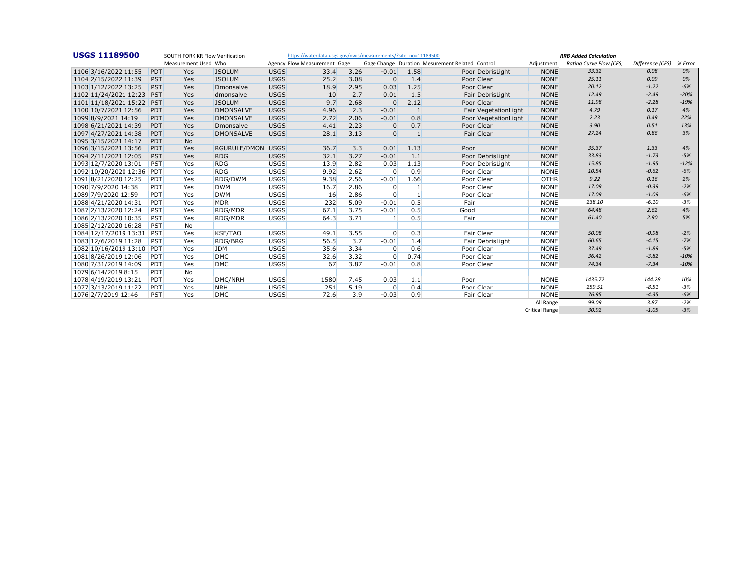**USGS 11189500** SOUTH FORK KR Flow Verification https://waterdata.usgs.gov/nwis/measurements/?site_no=11189500

| | | Measurement Used | Who | Agency | Flow Measurement | Gage | Gage Change | Duration | Mesurement Related | Control | Adjustment | *Rating Curve Flow (CFS)* | *Difference (CFS)* | *% Error* |
|---|---|---|---|---|---|---|---|---|---|---|---|---|---|---|
| | | | | | | | | | | | | ***RRB Added Calculation*** | | |
| 1106 3/16/2022 11:55 | PDT | Yes | JSOLUM | USGS | 33.4 | 3.26 | -0.01 | 1.58 | Poor | DebrisLight | NONE | *33.32* | *0.08* | *0%* |
| 1104 2/15/2022 11:39 | PST | Yes | JSOLUM | USGS | 25.2 | 3.08 | 0 | 1.4 | Poor | Clear | NONE | *25.11* | *0.09* | *0%* |
| 1103 1/12/2022 13:25 | PST | Yes | Dmonsalve | USGS | 18.9 | 2.95 | 0.03 | 1.25 | Poor | Clear | NONE | *20.12* | *-1.22* | *-6%* |
| 1102 11/24/2021 12:23 | PST | Yes | dmonsalve | USGS | 10 | 2.7 | 0.01 | 1.5 | Fair | DebrisLight | NONE | *12.49* | *-2.49* | *-20%* |
| 1101 11/18/2021 15:22 | PST | Yes | JSOLUM | USGS | 9.7 | 2.68 | 0 | 2.12 | Poor | Clear | NONE | *11.98* | *-2.28* | *-19%* |
| 1100 10/7/2021 12:56 | PDT | Yes | DMONSALVE | USGS | 4.96 | 2.3 | -0.01 | 1 | Fair | VegetationLight | NONE | *4.79* | *0.17* | *4%* |
| 1099 8/9/2021 14:19 | PDT | Yes | DMONSALVE | USGS | 2.72 | 2.06 | -0.01 | 0.8 | Poor | VegetationLight | NONE | *2.23* | *0.49* | *22%* |
| 1098 6/21/2021 14:39 | PDT | Yes | Dmonsalve | USGS | 4.41 | 2.23 | 0 | 0.7 | Poor | Clear | NONE | *3.90* | *0.51* | *13%* |
| 1097 4/27/2021 14:38 | PDT | Yes | DMONSALVE | USGS | 28.1 | 3.13 | 0 | 1 | Fair | Clear | NONE | *27.24* | *0.86* | *3%* |
| 1095 3/15/2021 14:17 | PDT | No | | | | | | | | | | | | |
| 1096 3/15/2021 13:56 | PDT | Yes | RGURULE/DMON | USGS | 36.7 | 3.3 | 0.01 | 1.13 | Poor | | NONE | *35.37* | *1.33* | *4%* |
| 1094 2/11/2021 12:05 | PST | Yes | RDG | USGS | 32.1 | 3.27 | -0.01 | 1.1 | Poor | DebrisLight | NONE | *33.83* | *-1.73* | *-5%* |
| 1093 12/7/2020 13:01 | PST | Yes | RDG | USGS | 13.9 | 2.82 | 0.03 | 1.13 | Poor | DebrisLight | NONE | *15.85* | *-1.95* | *-12%* |
| 1092 10/20/2020 12:36 | PDT | Yes | RDG | USGS | 9.92 | 2.62 | 0 | 0.9 | Poor | Clear | NONE | *10.54* | *-0.62* | *-6%* |
| 1091 8/21/2020 12:25 | PDT | Yes | RDG/DWM | USGS | 9.38 | 2.56 | -0.01 | 1.66 | Poor | Clear | OTHR | *9.22* | *0.16* | *2%* |
| 1090 7/9/2020 14:38 | PDT | Yes | DWM | USGS | 16.7 | 2.86 | 0 | 1 | Poor | Clear | NONE | *17.09* | *-0.39* | *-2%* |
| 1089 7/9/2020 12:59 | PDT | Yes | DWM | USGS | 16 | 2.86 | 0 | 1 | Poor | Clear | NONE | *17.09* | *-1.09* | *-6%* |
| 1088 4/21/2020 14:31 | PDT | Yes | MDR | USGS | 232 | 5.09 | -0.01 | 0.5 | Fair | | NONE | *238.10* | *-6.10* | *-3%* |
| 1087 2/13/2020 12:24 | PST | Yes | RDG/MDR | USGS | 67.1 | 3.75 | -0.01 | 0.5 | Good | | NONE | *64.48* | *2.62* | *4%* |
| 1086 2/13/2020 10:35 | PST | Yes | RDG/MDR | USGS | 64.3 | 3.71 | 1 | 0.5 | Fair | | NONE | *61.40* | *2.90* | *5%* |
| 1085 2/12/2020 16:28 | PST | No | | | | | | | | | | | | |
| 1084 12/17/2019 13:31 | PST | Yes | KSF/TAO | USGS | 49.1 | 3.55 | 0 | 0.3 | Fair | Clear | NONE | *50.08* | *-0.98* | *-2%* |
| 1083 12/6/2019 11:28 | PST | Yes | RDG/BRG | USGS | 56.5 | 3.7 | -0.01 | 1.4 | Fair | DebrisLight | NONE | *60.65* | *-4.15* | *-7%* |
| 1082 10/16/2019 13:10 | PDT | Yes | JDM | USGS | 35.6 | 3.34 | 0 | 0.6 | Poor | Clear | NONE | *37.49* | *-1.89* | *-5%* |
| 1081 8/26/2019 12:06 | PDT | Yes | DMC | USGS | 32.6 | 3.32 | 0 | 0.74 | Poor | Clear | NONE | *36.42* | *-3.82* | *-10%* |
| 1080 7/31/2019 14:09 | PDT | Yes | DMC | USGS | 67 | 3.87 | -0.01 | 0.8 | Poor | Clear | NONE | *74.34* | *-7.34* | *-10%* |
| 1079 6/14/2019 8:15 | PDT | No | | | | | | | | | | | | |
| 1078 4/19/2019 13:21 | PDT | Yes | DMC/NRH | USGS | 1580 | 7.45 | 0.03 | 1.1 | Poor | | NONE | *1435.72* | *144.28* | *10%* |
| 1077 3/13/2019 11:22 | PDT | Yes | NRH | USGS | 251 | 5.19 | 0 | 0.4 | Poor | Clear | NONE | *259.51* | *-8.51* | *-3%* |
| 1076 2/7/2019 12:46 | PST | Yes | DMC | USGS | 72.6 | 3.9 | -0.03 | 0.9 | Fair | Clear | NONE | *76.95* | *-4.35* | *-6%* |
| | | | | | | | | | | | All Range | *99.09* | *3.87* | *-2%* |
| | | | | | | | | | | | Critical Range | *30.92* | *-1.05* | *-3%* |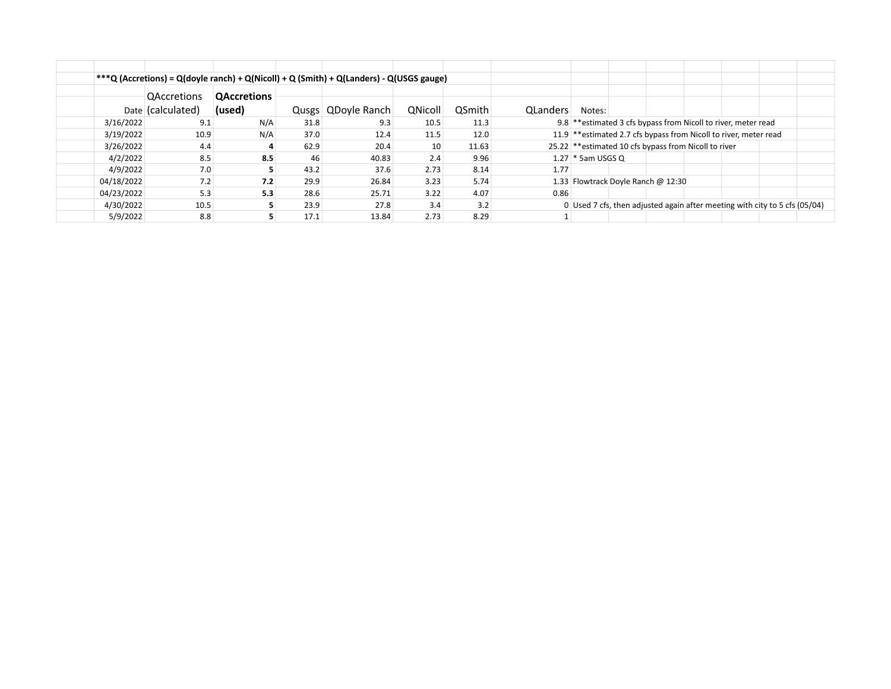***Q (Accretions) = Q(doyle ranch) + Q(Nicoll) + Q (Smith) + Q(Landers) - Q(USGS gauge)

| Date | QAccretions (calculated) | **QAccretions (used)** | Qusgs | QDoyle Ranch | QNicoll | QSmith | QLanders | Notes: |
|---|---|---|---|---|---|---|---|---|
| 3/16/2022 | 9.1 | N/A | 31.8 | 9.3 | 10.5 | 11.3 | 9.8 | **estimated 3 cfs bypass from Nicoll to river, meter read |
| 3/19/2022 | 10.9 | N/A | 37.0 | 12.4 | 11.5 | 12.0 | 11.9 | **estimated 2.7 cfs bypass from Nicoll to river, meter read |
| 3/26/2022 | 4.4 | **4** | 62.9 | 20.4 | 10 | 11.63 | 25.22 | **estimated 10 cfs bypass from Nicoll to river |
| 4/2/2022 | 8.5 | **8.5** | 46 | 40.83 | 2.4 | 9.96 | 1.27 | * 5am USGS Q |
| 4/9/2022 | 7.0 | **5** | 43.2 | 37.6 | 2.73 | 8.14 | 1.77 | |
| 04/18/2022 | 7.2 | **7.2** | 29.9 | 26.84 | 3.23 | 5.74 | 1.33 | Flowtrack Doyle Ranch @ 12:30 |
| 04/23/2022 | 5.3 | **5.3** | 28.6 | 25.71 | 3.22 | 4.07 | 0.86 | |
| 4/30/2022 | 10.5 | **5** | 23.9 | 27.8 | 3.4 | 3.2 | 0 | Used 7 cfs, then adjusted again after meeting with city to 5 cfs (05/04) |
| 5/9/2022 | 8.8 | **5** | 17.1 | 13.84 | 2.73 | 8.29 | 1 | |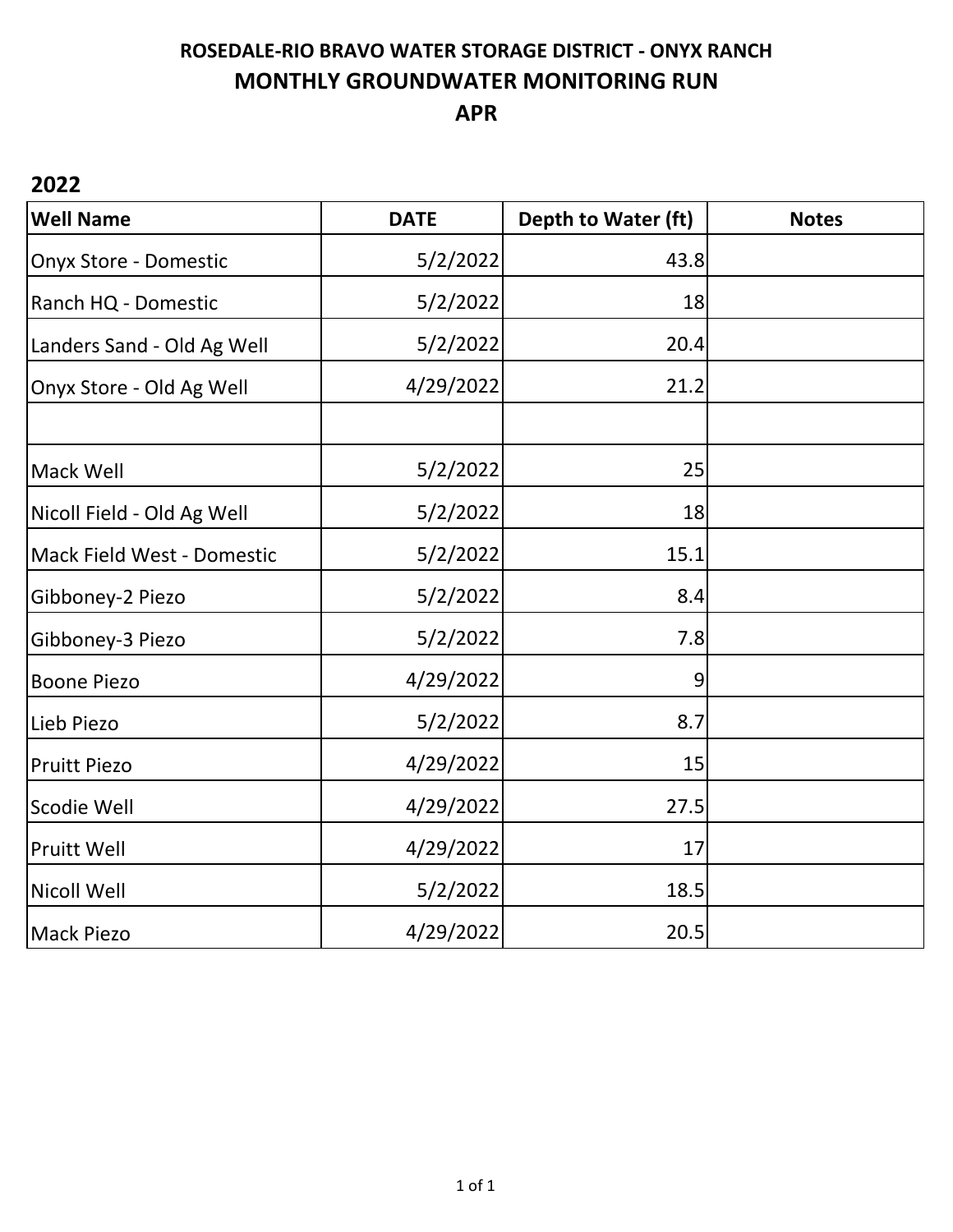# ROSEDALE-RIO BRAVO WATER STORAGE DISTRICT - ONYX RANCH
## MONTHLY GROUNDWATER MONITORING RUN
## APR

### 2022

| Well Name | DATE | Depth to Water (ft) | Notes |
|---|---|---|---|
| Onyx Store - Domestic | 5/2/2022 | 43.8 | |
| Ranch HQ - Domestic | 5/2/2022 | 18 | |
| Landers Sand - Old Ag Well | 5/2/2022 | 20.4 | |
| Onyx Store - Old Ag Well | 4/29/2022 | 21.2 | |
| | | | |
| Mack Well | 5/2/2022 | 25 | |
| Nicoll Field - Old Ag Well | 5/2/2022 | 18 | |
| Mack Field West - Domestic | 5/2/2022 | 15.1 | |
| Gibboney-2 Piezo | 5/2/2022 | 8.4 | |
| Gibboney-3 Piezo | 5/2/2022 | 7.8 | |
| Boone Piezo | 4/29/2022 | 9 | |
| Lieb Piezo | 5/2/2022 | 8.7 | |
| Pruitt Piezo | 4/29/2022 | 15 | |
| Scodie Well | 4/29/2022 | 27.5 | |
| Pruitt Well | 4/29/2022 | 17 | |
| Nicoll Well | 5/2/2022 | 18.5 | |
| Mack Piezo | 4/29/2022 | 20.5 | |